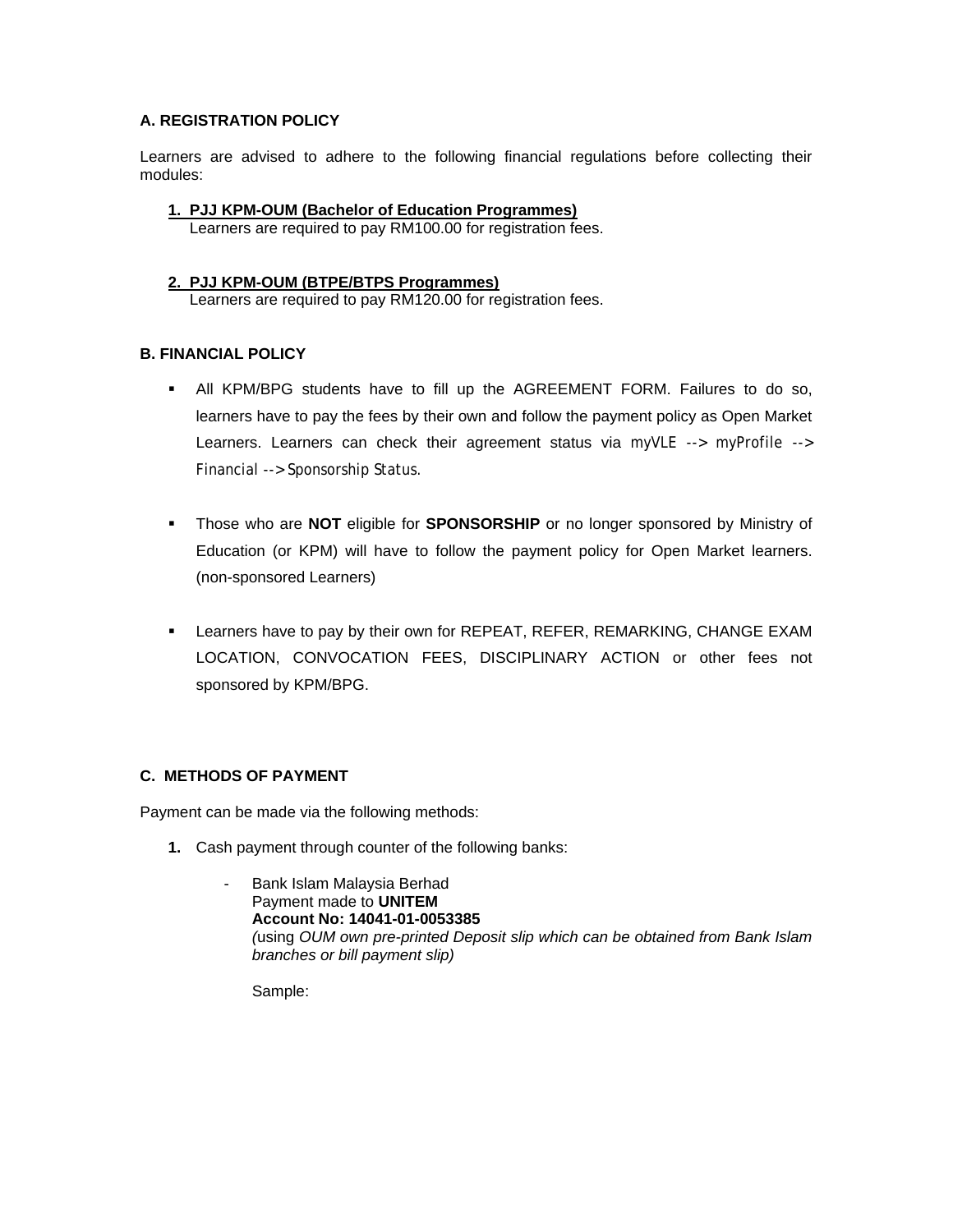## A. REGISTRATION POLICY

Learners are advised to adhere to the following financial regulations before collecting their modules:

1. <u>**PJJ KPM-OUM (Bachelor of Education Programmes)**</u>
   Learners are required to pay RM100.00 for registration fees.

2. <u>**PJJ KPM-OUM (BTPE/BTPS Programmes)**</u>
   Learners are required to pay RM120.00 for registration fees.

## B. FINANCIAL POLICY

- All KPM/BPG students have to fill up the AGREEMENT FORM. Failures to do so, learners have to pay the fees by their own and follow the payment policy as Open Market Learners. Learners can check their agreement status via *myVLE --> myProfile --> Financial --> Sponsorship Status*.

- Those who are **NOT** eligible for **SPONSORSHIP** or no longer sponsored by Ministry of Education (or KPM) will have to follow the payment policy for Open Market learners. (non-sponsored Learners)

- Learners have to pay by their own for REPEAT, REFER, REMARKING, CHANGE EXAM LOCATION, CONVOCATION FEES, DISCIPLINARY ACTION or other fees not sponsored by KPM/BPG.

## C. METHODS OF PAYMENT

Payment can be made via the following methods:

1. Cash payment through counter of the following banks:

   - Bank Islam Malaysia Berhad
     Payment made to **UNITEM**
     **Account No: 14041-01-0053385**
     *(*using *OUM own pre-printed Deposit slip which can be obtained from Bank Islam branches or bill payment slip)*

     Sample: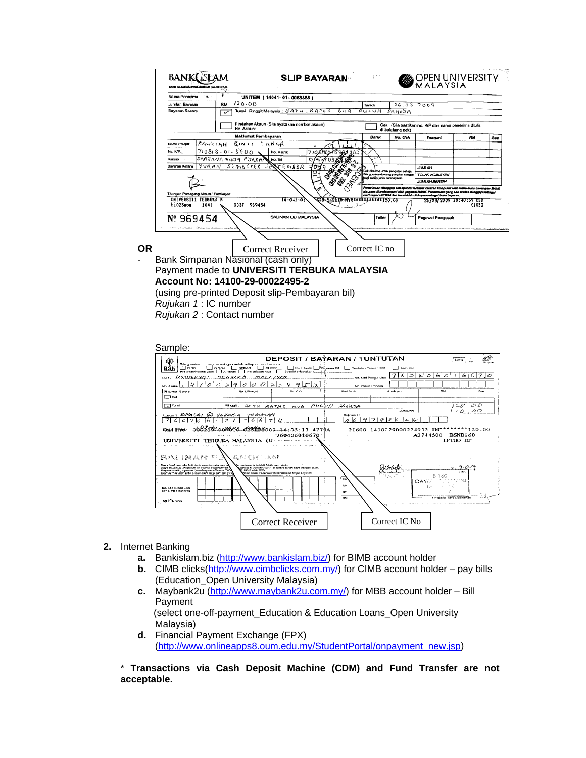**OR**

- Bank Simpanan Nasional (cash only)
  Payment made to **UNIVERSITI TERBUKA MALAYSIA**
  **Account No: 14100-29-00022495-2**
  (using pre-printed Deposit slip-Pembayaran bil)
  *Rujukan 1* : IC number
  *Rujukan 2* : Contact number

Sample:

Correct Receiver    Correct IC No

2. Internet Banking
   a. Bankislam.biz (http://www.bankislam.biz/) for BIMB account holder
   b. CIMB clicks(http://www.cimbclicks.com.my/) for CIMB account holder – pay bills (Education_Open University Malaysia)
   c. Maybank2u (http://www.maybank2u.com.my/) for MBB account holder – Bill Payment
      (select one-off-payment_Education & Education Loans_Open University Malaysia)
   d. Financial Payment Exchange (FPX) (http://www.onlineapps8.oum.edu.my/StudentPortal/onpayment_new.jsp)

\* **Transactions via Cash Deposit Machine (CDM) and Fund Transfer are not acceptable.**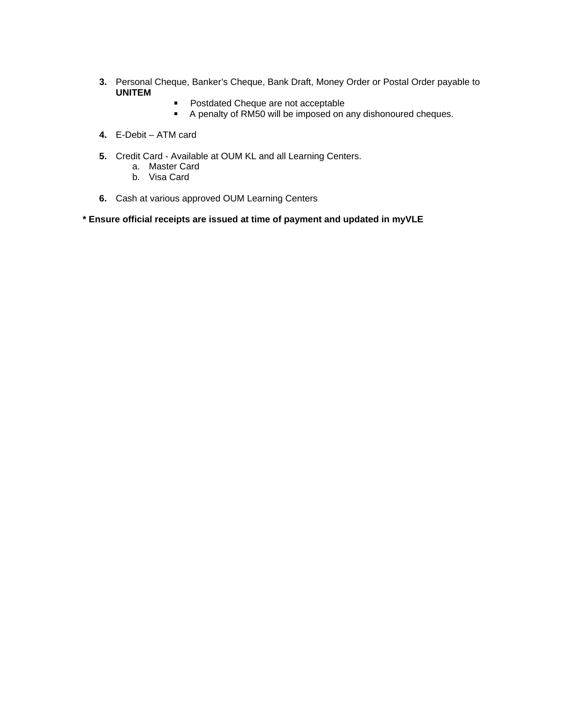3. Personal Cheque, Banker's Cheque, Bank Draft, Money Order or Postal Order payable to **UNITEM**
    - Postdated Cheque are not acceptable
    - A penalty of RM50 will be imposed on any dishonoured cheques.

4. E-Debit – ATM card

5. Credit Card - Available at OUM KL and all Learning Centers.
    a. Master Card
    b. Visa Card

6. Cash at various approved OUM Learning Centers

**\* Ensure official receipts are issued at time of payment and updated in myVLE**